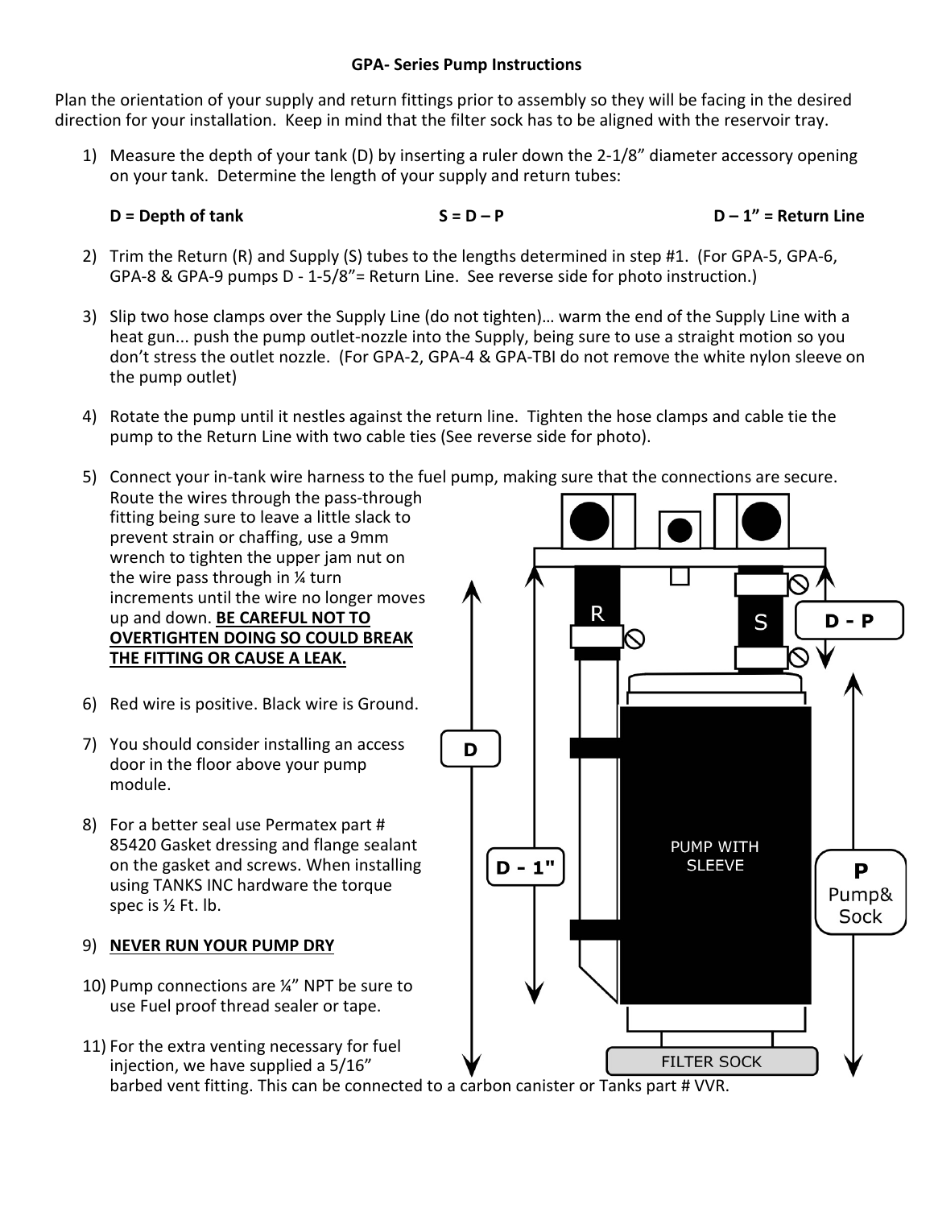## GPA- Series Pump Instructions

Plan the orientation of your supply and return fittings prior to assembly so they will be facing in the desired direction for your installation. Keep in mind that the filter sock has to be aligned with the reservoir tray.

1) Measure the depth of your tank (D) by inserting a ruler down the 2-1/8" diameter accessory opening on your tank. Determine the length of your supply and return tubes:

   **D = Depth of tank** **S = D – P** **D – 1" = Return Line**

2) Trim the Return (R) and Supply (S) tubes to the lengths determined in step #1. (For GPA-5, GPA-6, GPA-8 & GPA-9 pumps D - 1-5/8"= Return Line. See reverse side for photo instruction.)

3) Slip two hose clamps over the Supply Line (do not tighten)… warm the end of the Supply Line with a heat gun... push the pump outlet-nozzle into the Supply, being sure to use a straight motion so you don't stress the outlet nozzle. (For GPA-2, GPA-4 & GPA-TBI do not remove the white nylon sleeve on the pump outlet)

4) Rotate the pump until it nestles against the return line. Tighten the hose clamps and cable tie the pump to the Return Line with two cable ties (See reverse side for photo).

5) Connect your in-tank wire harness to the fuel pump, making sure that the connections are secure. Route the wires through the pass-through fitting being sure to leave a little slack to prevent strain or chaffing, use a 9mm wrench to tighten the upper jam nut on the wire pass through in ¼ turn increments until the wire no longer moves up and down. **BE CAREFUL NOT TO OVERTIGHTEN DOING SO COULD BREAK THE FITTING OR CAUSE A LEAK.**

6) Red wire is positive. Black wire is Ground.

7) You should consider installing an access door in the floor above your pump module.

8) For a better seal use Permatex part # 85420 Gasket dressing and flange sealant on the gasket and screws. When installing using TANKS INC hardware the torque spec is ½ Ft. lb.

9) **NEVER RUN YOUR PUMP DRY**

10) Pump connections are ¼" NPT be sure to use Fuel proof thread sealer or tape.

11) For the extra venting necessary for fuel injection, we have supplied a 5/16" barbed vent fitting. This can be connected to a carbon canister or Tanks part # VVR.

R S D - P D D - 1" PUMP WITH SLEEVE P Pump& Sock FILTER SOCK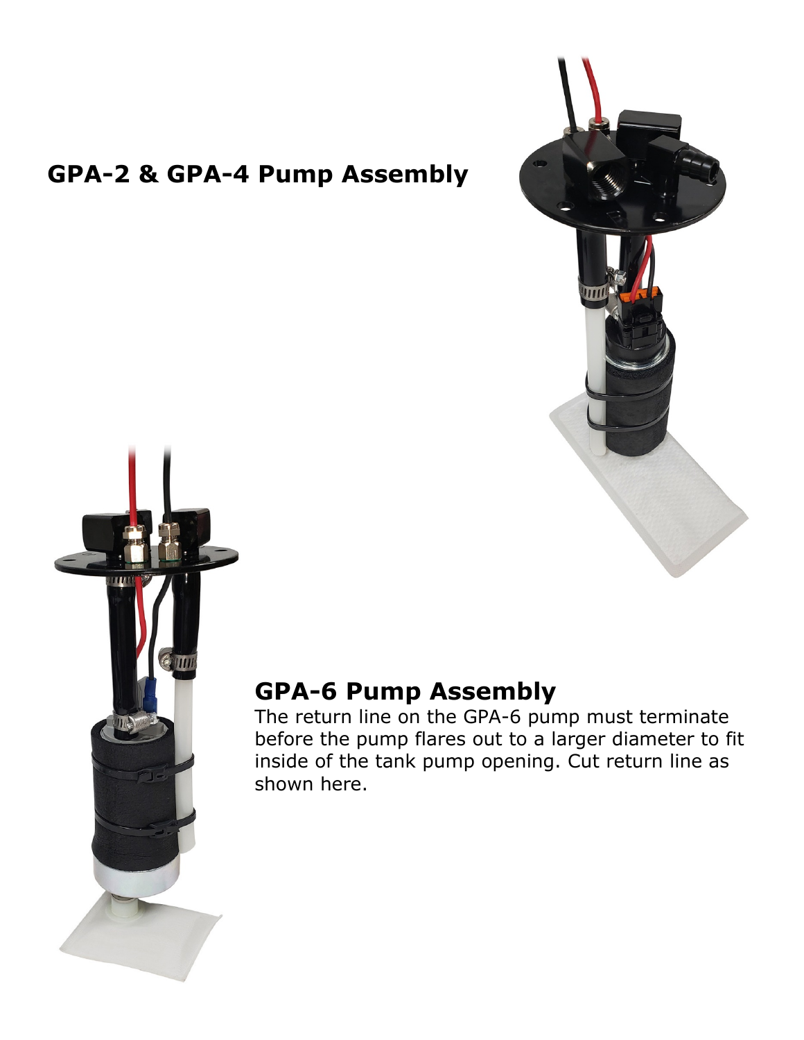## GPA-2 & GPA-4 Pump Assembly

## GPA-6 Pump Assembly

The return line on the GPA-6 pump must terminate before the pump flares out to a larger diameter to fit inside of the tank pump opening. Cut return line as shown here.